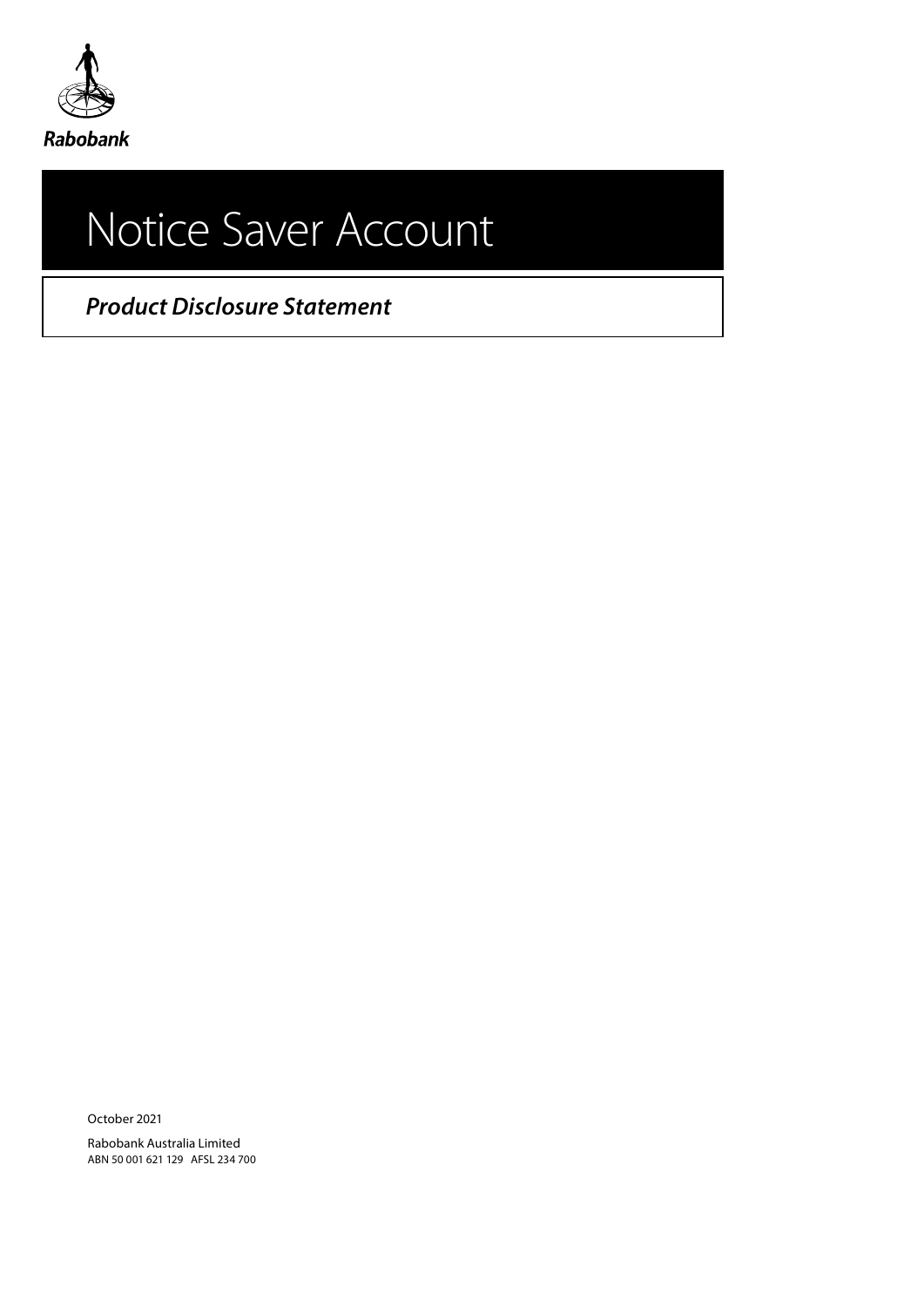Rabobank

# Notice Saver Account

***Product Disclosure Statement***

October 2021

Rabobank Australia Limited
ABN 50 001 621 129 AFSL 234 700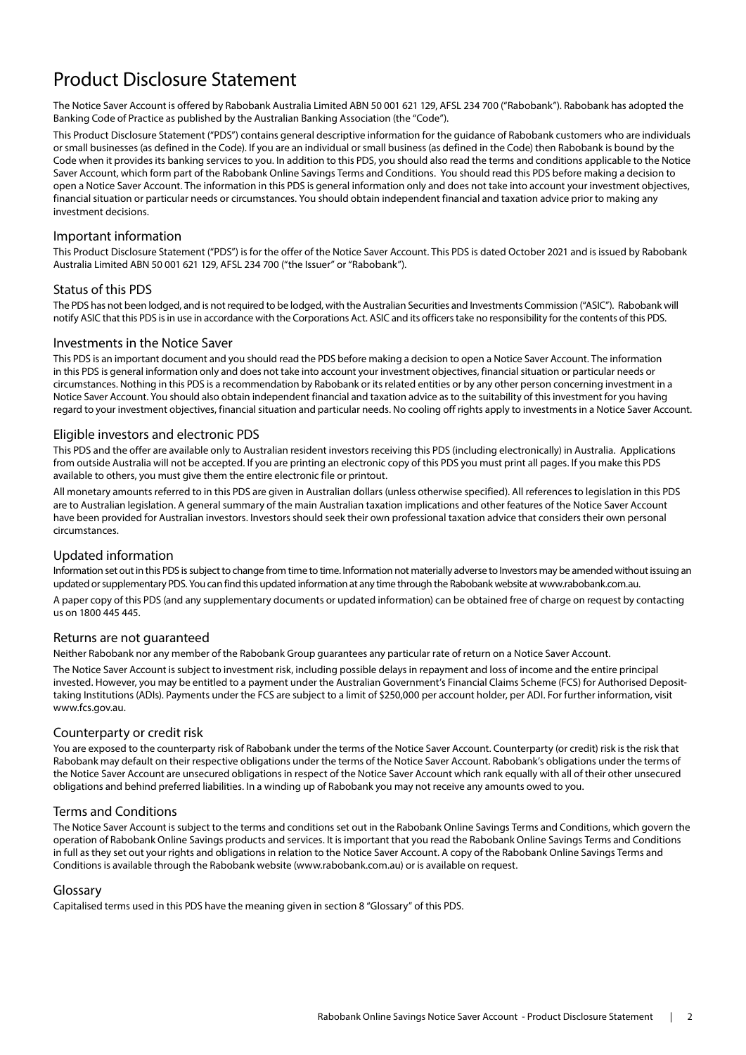# Product Disclosure Statement

The Notice Saver Account is offered by Rabobank Australia Limited ABN 50 001 621 129, AFSL 234 700 ("Rabobank"). Rabobank has adopted the Banking Code of Practice as published by the Australian Banking Association (the "Code").

This Product Disclosure Statement ("PDS") contains general descriptive information for the guidance of Rabobank customers who are individuals or small businesses (as defined in the Code). If you are an individual or small business (as defined in the Code) then Rabobank is bound by the Code when it provides its banking services to you. In addition to this PDS, you should also read the terms and conditions applicable to the Notice Saver Account, which form part of the Rabobank Online Savings Terms and Conditions. You should read this PDS before making a decision to open a Notice Saver Account. The information in this PDS is general information only and does not take into account your investment objectives, financial situation or particular needs or circumstances. You should obtain independent financial and taxation advice prior to making any investment decisions.

## Important information

This Product Disclosure Statement ("PDS") is for the offer of the Notice Saver Account. This PDS is dated October 2021 and is issued by Rabobank Australia Limited ABN 50 001 621 129, AFSL 234 700 ("the Issuer" or "Rabobank").

## Status of this PDS

The PDS has not been lodged, and is not required to be lodged, with the Australian Securities and Investments Commission ("ASIC"). Rabobank will notify ASIC that this PDS is in use in accordance with the Corporations Act. ASIC and its officers take no responsibility for the contents of this PDS.

## Investments in the Notice Saver

This PDS is an important document and you should read the PDS before making a decision to open a Notice Saver Account. The information in this PDS is general information only and does not take into account your investment objectives, financial situation or particular needs or circumstances. Nothing in this PDS is a recommendation by Rabobank or its related entities or by any other person concerning investment in a Notice Saver Account. You should also obtain independent financial and taxation advice as to the suitability of this investment for you having regard to your investment objectives, financial situation and particular needs. No cooling off rights apply to investments in a Notice Saver Account.

## Eligible investors and electronic PDS

This PDS and the offer are available only to Australian resident investors receiving this PDS (including electronically) in Australia. Applications from outside Australia will not be accepted. If you are printing an electronic copy of this PDS you must print all pages. If you make this PDS available to others, you must give them the entire electronic file or printout.

All monetary amounts referred to in this PDS are given in Australian dollars (unless otherwise specified). All references to legislation in this PDS are to Australian legislation. A general summary of the main Australian taxation implications and other features of the Notice Saver Account have been provided for Australian investors. Investors should seek their own professional taxation advice that considers their own personal circumstances.

## Updated information

Information set out in this PDS is subject to change from time to time. Information not materially adverse to Investors may be amended without issuing an updated or supplementary PDS. You can find this updated information at any time through the Rabobank website at www.rabobank.com.au.

A paper copy of this PDS (and any supplementary documents or updated information) can be obtained free of charge on request by contacting us on 1800 445 445.

## Returns are not guaranteed

Neither Rabobank nor any member of the Rabobank Group guarantees any particular rate of return on a Notice Saver Account.

The Notice Saver Account is subject to investment risk, including possible delays in repayment and loss of income and the entire principal invested. However, you may be entitled to a payment under the Australian Government's Financial Claims Scheme (FCS) for Authorised Deposit-taking Institutions (ADIs). Payments under the FCS are subject to a limit of $250,000 per account holder, per ADI. For further information, visit www.fcs.gov.au.

## Counterparty or credit risk

You are exposed to the counterparty risk of Rabobank under the terms of the Notice Saver Account. Counterparty (or credit) risk is the risk that Rabobank may default on their respective obligations under the terms of the Notice Saver Account. Rabobank's obligations under the terms of the Notice Saver Account are unsecured obligations in respect of the Notice Saver Account which rank equally with all of their other unsecured obligations and behind preferred liabilities. In a winding up of Rabobank you may not receive any amounts owed to you.

## Terms and Conditions

The Notice Saver Account is subject to the terms and conditions set out in the Rabobank Online Savings Terms and Conditions, which govern the operation of Rabobank Online Savings products and services. It is important that you read the Rabobank Online Savings Terms and Conditions in full as they set out your rights and obligations in relation to the Notice Saver Account. A copy of the Rabobank Online Savings Terms and Conditions is available through the Rabobank website (www.rabobank.com.au) or is available on request.

## Glossary

Capitalised terms used in this PDS have the meaning given in section 8 "Glossary" of this PDS.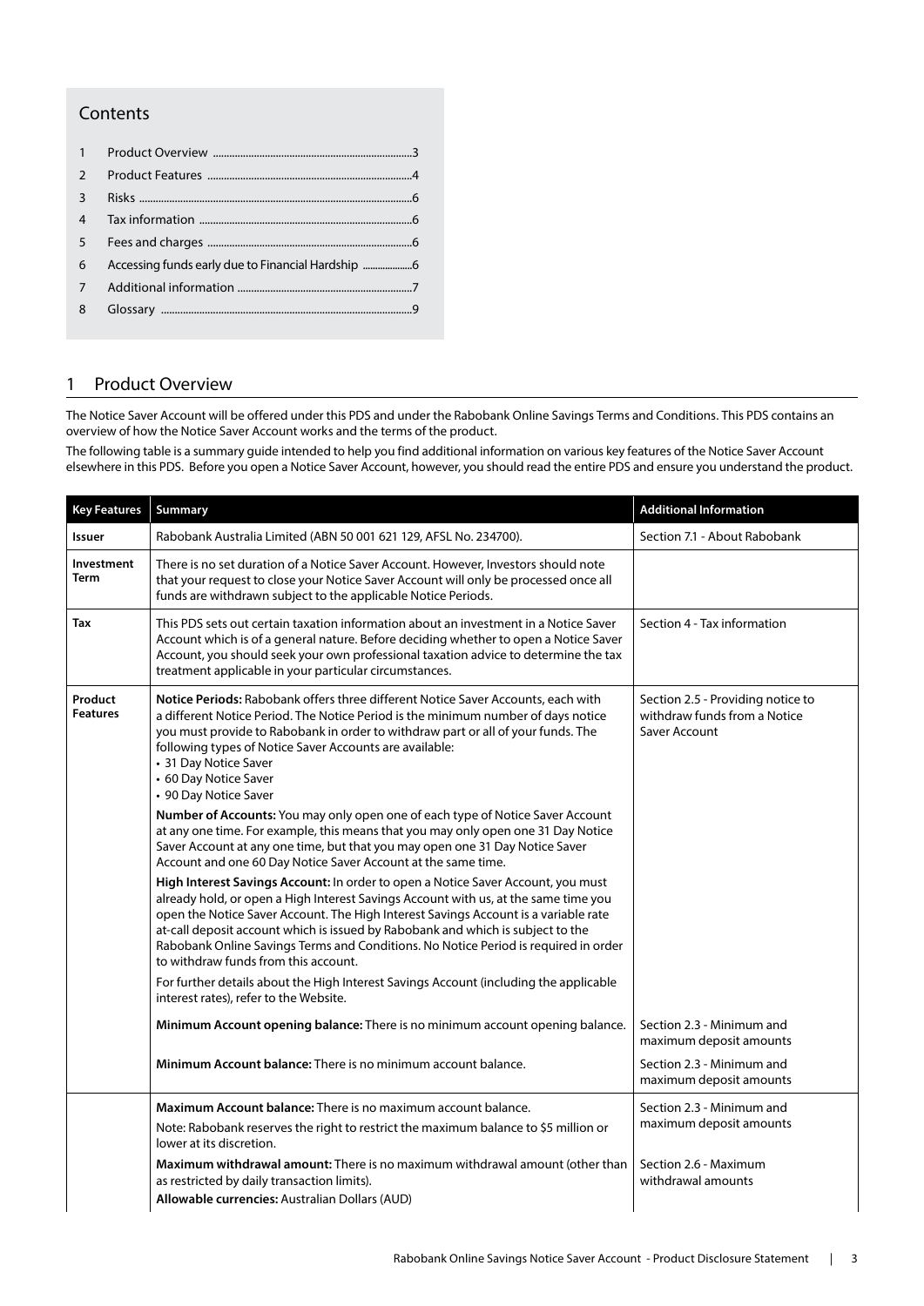## Contents

| | | |
|---|---|---|
| 1 | Product Overview | 3 |
| 2 | Product Features | 4 |
| 3 | Risks | 6 |
| 4 | Tax information | 6 |
| 5 | Fees and charges | 6 |
| 6 | Accessing funds early due to Financial Hardship | 6 |
| 7 | Additional information | 7 |
| 8 | Glossary | 9 |

## 1 Product Overview

The Notice Saver Account will be offered under this PDS and under the Rabobank Online Savings Terms and Conditions. This PDS contains an overview of how the Notice Saver Account works and the terms of the product.

The following table is a summary guide intended to help you find additional information on various key features of the Notice Saver Account elsewhere in this PDS. Before you open a Notice Saver Account, however, you should read the entire PDS and ensure you understand the product.

| Key Features | Summary | Additional Information |
|---|---|---|
| **Issuer** | Rabobank Australia Limited (ABN 50 001 621 129, AFSL No. 234700). | Section 7.1 - About Rabobank |
| **Investment Term** | There is no set duration of a Notice Saver Account. However, Investors should note that your request to close your Notice Saver Account will only be processed once all funds are withdrawn subject to the applicable Notice Periods. | |
| **Tax** | This PDS sets out certain taxation information about an investment in a Notice Saver Account which is of a general nature. Before deciding whether to open a Notice Saver Account, you should seek your own professional taxation advice to determine the tax treatment applicable in your particular circumstances. | Section 4 - Tax information |
| **Product Features** | **Notice Periods:** Rabobank offers three different Notice Saver Accounts, each with a different Notice Period. The Notice Period is the minimum number of days notice you must provide to Rabobank in order to withdraw part or all of your funds. The following types of Notice Saver Accounts are available:<br>• 31 Day Notice Saver<br>• 60 Day Notice Saver<br>• 90 Day Notice Saver<br><br>**Number of Accounts:** You may only open one of each type of Notice Saver Account at any one time. For example, this means that you may only open one 31 Day Notice Saver Account at any one time, but that you may open one 31 Day Notice Saver Account and one 60 Day Notice Saver Account at the same time.<br><br>**High Interest Savings Account:** In order to open a Notice Saver Account, you must already hold, or open a High Interest Savings Account with us, at the same time you open the Notice Saver Account. The High Interest Savings Account is a variable rate at-call deposit account which is issued by Rabobank and which is subject to the Rabobank Online Savings Terms and Conditions. No Notice Period is required in order to withdraw funds from this account.<br><br>For further details about the High Interest Savings Account (including the applicable interest rates), refer to the Website. | Section 2.5 - Providing notice to withdraw funds from a Notice Saver Account |
| | **Minimum Account opening balance:** There is no minimum account opening balance. | Section 2.3 - Minimum and maximum deposit amounts |
| | **Minimum Account balance:** There is no minimum account balance. | Section 2.3 - Minimum and maximum deposit amounts |
| | **Maximum Account balance:** There is no maximum account balance.<br>Note: Rabobank reserves the right to restrict the maximum balance to $5 million or lower at its discretion. | Section 2.3 - Minimum and maximum deposit amounts |
| | **Maximum withdrawal amount:** There is no maximum withdrawal amount (other than as restricted by daily transaction limits).<br>**Allowable currencies:** Australian Dollars (AUD) | Section 2.6 - Maximum withdrawal amounts |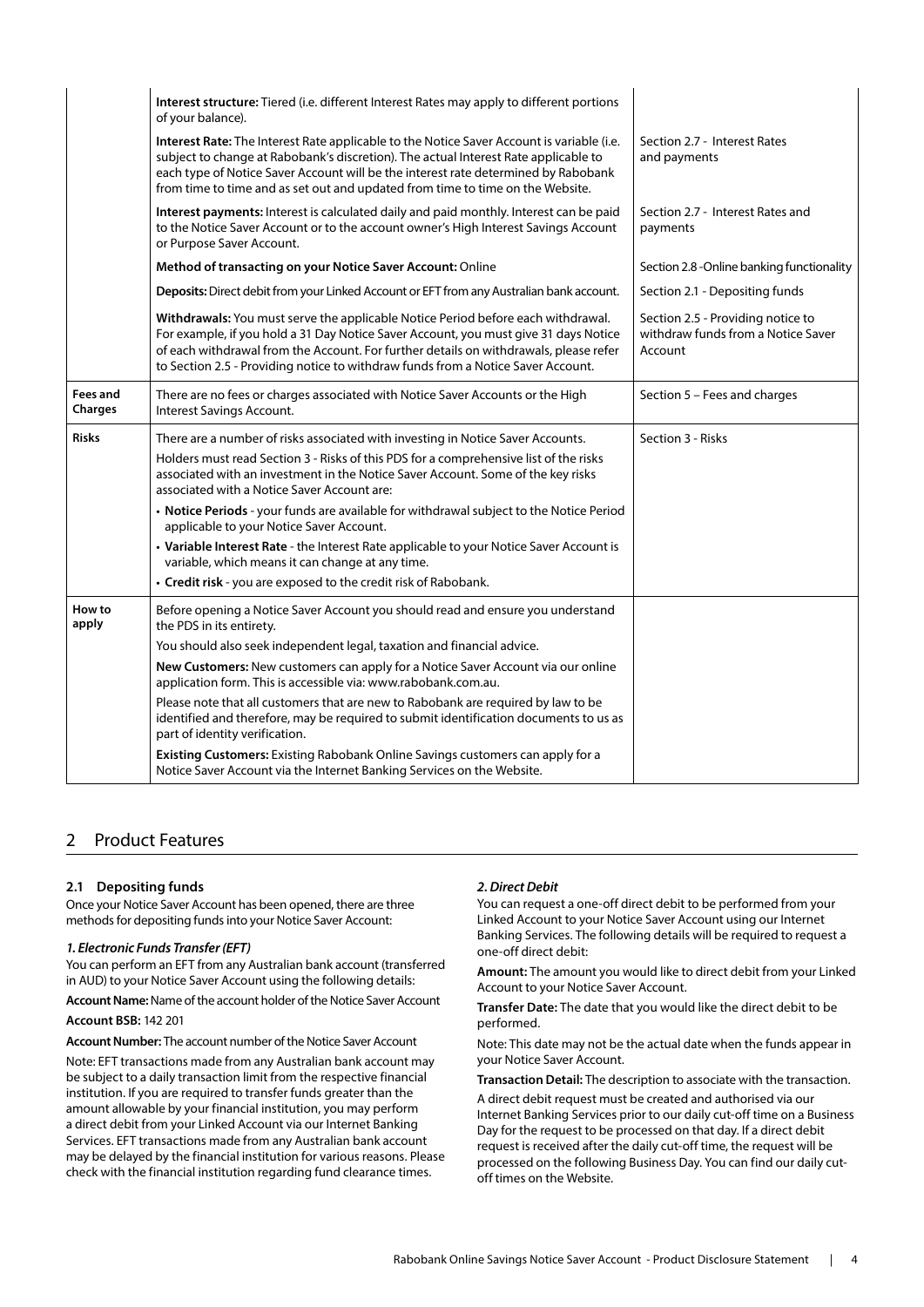| | | |
|---|---|---|
| | **Interest structure:** Tiered (i.e. different Interest Rates may apply to different portions of your balance). | |
| | **Interest Rate:** The Interest Rate applicable to the Notice Saver Account is variable (i.e. subject to change at Rabobank's discretion). The actual Interest Rate applicable to each type of Notice Saver Account will be the interest rate determined by Rabobank from time to time and as set out and updated from time to time on the Website. | Section 2.7 - Interest Rates and payments |
| | **Interest payments:** Interest is calculated daily and paid monthly. Interest can be paid to the Notice Saver Account or to the account owner's High Interest Savings Account or Purpose Saver Account. | Section 2.7 - Interest Rates and payments |
| | **Method of transacting on your Notice Saver Account:** Online | Section 2.8 -Online banking functionality |
| | **Deposits:** Direct debit from your Linked Account or EFT from any Australian bank account. | Section 2.1 - Depositing funds |
| | **Withdrawals:** You must serve the applicable Notice Period before each withdrawal. For example, if you hold a 31 Day Notice Saver Account, you must give 31 days Notice of each withdrawal from the Account. For further details on withdrawals, please refer to Section 2.5 - Providing notice to withdraw funds from a Notice Saver Account. | Section 2.5 - Providing notice to withdraw funds from a Notice Saver Account |
| **Fees and Charges** | There are no fees or charges associated with Notice Saver Accounts or the High Interest Savings Account. | Section 5 – Fees and charges |
| **Risks** | There are a number of risks associated with investing in Notice Saver Accounts.<br>Holders must read Section 3 - Risks of this PDS for a comprehensive list of the risks associated with an investment in the Notice Saver Account. Some of the key risks associated with a Notice Saver Account are:<br>• **Notice Periods** - your funds are available for withdrawal subject to the Notice Period applicable to your Notice Saver Account.<br>• **Variable Interest Rate** - the Interest Rate applicable to your Notice Saver Account is variable, which means it can change at any time.<br>• **Credit risk** - you are exposed to the credit risk of Rabobank. | Section 3 - Risks |
| **How to apply** | Before opening a Notice Saver Account you should read and ensure you understand the PDS in its entirety.<br>You should also seek independent legal, taxation and financial advice.<br>**New Customers:** New customers can apply for a Notice Saver Account via our online application form. This is accessible via: www.rabobank.com.au.<br>Please note that all customers that are new to Rabobank are required by law to be identified and therefore, may be required to submit identification documents to us as part of identity verification.<br>**Existing Customers:** Existing Rabobank Online Savings customers can apply for a Notice Saver Account via the Internet Banking Services on the Website. | |

## 2 Product Features

### 2.1 Depositing funds

Once your Notice Saver Account has been opened, there are three methods for depositing funds into your Notice Saver Account:

***1. Electronic Funds Transfer (EFT)***

You can perform an EFT from any Australian bank account (transferred in AUD) to your Notice Saver Account using the following details:

**Account Name:** Name of the account holder of the Notice Saver Account

**Account BSB:** 142 201

**Account Number:** The account number of the Notice Saver Account

Note: EFT transactions made from any Australian bank account may be subject to a daily transaction limit from the respective financial institution. If you are required to transfer funds greater than the amount allowable by your financial institution, you may perform a direct debit from your Linked Account via our Internet Banking Services. EFT transactions made from any Australian bank account may be delayed by the financial institution for various reasons. Please check with the financial institution regarding fund clearance times.

***2. Direct Debit***

You can request a one-off direct debit to be performed from your Linked Account to your Notice Saver Account using our Internet Banking Services. The following details will be required to request a one-off direct debit:

**Amount:** The amount you would like to direct debit from your Linked Account to your Notice Saver Account.

**Transfer Date:** The date that you would like the direct debit to be performed.

Note: This date may not be the actual date when the funds appear in your Notice Saver Account.

**Transaction Detail:** The description to associate with the transaction.

A direct debit request must be created and authorised via our Internet Banking Services prior to our daily cut-off time on a Business Day for the request to be processed on that day. If a direct debit request is received after the daily cut-off time, the request will be processed on the following Business Day. You can find our daily cut-off times on the Website.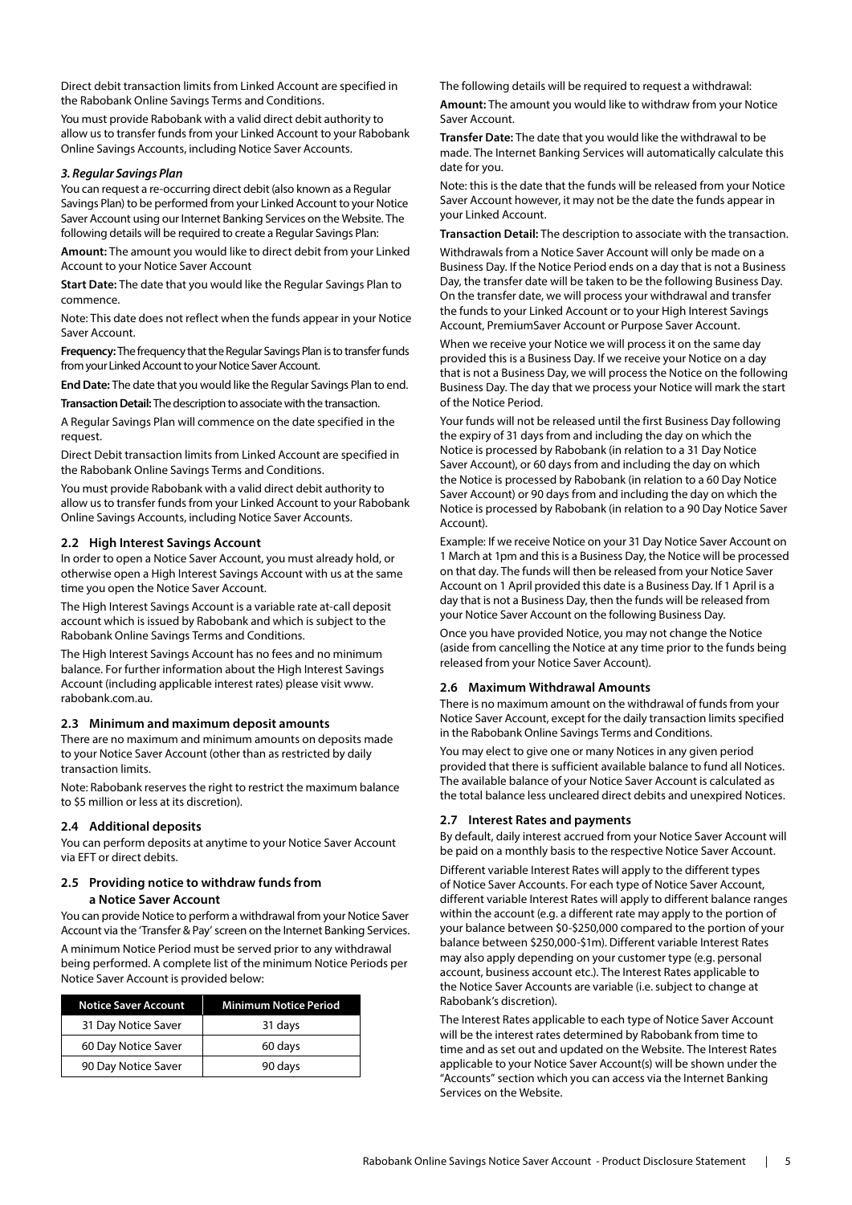Direct debit transaction limits from Linked Account are specified in the Rabobank Online Savings Terms and Conditions.

You must provide Rabobank with a valid direct debit authority to allow us to transfer funds from your Linked Account to your Rabobank Online Savings Accounts, including Notice Saver Accounts.

***3. Regular Savings Plan***

You can request a re-occurring direct debit (also known as a Regular Savings Plan) to be performed from your Linked Account to your Notice Saver Account using our Internet Banking Services on the Website. The following details will be required to create a Regular Savings Plan:

**Amount:** The amount you would like to direct debit from your Linked Account to your Notice Saver Account

**Start Date:** The date that you would like the Regular Savings Plan to commence.

Note: This date does not reflect when the funds appear in your Notice Saver Account.

**Frequency:** The frequency that the Regular Savings Plan is to transfer funds from your Linked Account to your Notice Saver Account.

**End Date:** The date that you would like the Regular Savings Plan to end.

**Transaction Detail:** The description to associate with the transaction.

A Regular Savings Plan will commence on the date specified in the request.

Direct Debit transaction limits from Linked Account are specified in the Rabobank Online Savings Terms and Conditions.

You must provide Rabobank with a valid direct debit authority to allow us to transfer funds from your Linked Account to your Rabobank Online Savings Accounts, including Notice Saver Accounts.

### 2.2 High Interest Savings Account

In order to open a Notice Saver Account, you must already hold, or otherwise open a High Interest Savings Account with us at the same time you open the Notice Saver Account.

The High Interest Savings Account is a variable rate at-call deposit account which is issued by Rabobank and which is subject to the Rabobank Online Savings Terms and Conditions.

The High Interest Savings Account has no fees and no minimum balance. For further information about the High Interest Savings Account (including applicable interest rates) please visit www.rabobank.com.au.

### 2.3 Minimum and maximum deposit amounts

There are no maximum and minimum amounts on deposits made to your Notice Saver Account (other than as restricted by daily transaction limits.

Note: Rabobank reserves the right to restrict the maximum balance to $5 million or less at its discretion).

### 2.4 Additional deposits

You can perform deposits at anytime to your Notice Saver Account via EFT or direct debits.

### 2.5 Providing notice to withdraw funds from a Notice Saver Account

You can provide Notice to perform a withdrawal from your Notice Saver Account via the 'Transfer & Pay' screen on the Internet Banking Services.

A minimum Notice Period must be served prior to any withdrawal being performed. A complete list of the minimum Notice Periods per Notice Saver Account is provided below:

| Notice Saver Account | Minimum Notice Period |
|---|---|
| 31 Day Notice Saver | 31 days |
| 60 Day Notice Saver | 60 days |
| 90 Day Notice Saver | 90 days |

The following details will be required to request a withdrawal:

**Amount:** The amount you would like to withdraw from your Notice Saver Account.

**Transfer Date:** The date that you would like the withdrawal to be made. The Internet Banking Services will automatically calculate this date for you.

Note: this is the date that the funds will be released from your Notice Saver Account however, it may not be the date the funds appear in your Linked Account.

**Transaction Detail:** The description to associate with the transaction.

Withdrawals from a Notice Saver Account will only be made on a Business Day. If the Notice Period ends on a day that is not a Business Day, the transfer date will be taken to be the following Business Day. On the transfer date, we will process your withdrawal and transfer the funds to your Linked Account or to your High Interest Savings Account, PremiumSaver Account or Purpose Saver Account.

When we receive your Notice we will process it on the same day provided this is a Business Day. If we receive your Notice on a day that is not a Business Day, we will process the Notice on the following Business Day. The day that we process your Notice will mark the start of the Notice Period.

Your funds will not be released until the first Business Day following the expiry of 31 days from and including the day on which the Notice is processed by Rabobank (in relation to a 31 Day Notice Saver Account), or 60 days from and including the day on which the Notice is processed by Rabobank (in relation to a 60 Day Notice Saver Account) or 90 days from and including the day on which the Notice is processed by Rabobank (in relation to a 90 Day Notice Saver Account).

Example: If we receive Notice on your 31 Day Notice Saver Account on 1 March at 1pm and this is a Business Day, the Notice will be processed on that day. The funds will then be released from your Notice Saver Account on 1 April provided this date is a Business Day. If 1 April is a day that is not a Business Day, then the funds will be released from your Notice Saver Account on the following Business Day.

Once you have provided Notice, you may not change the Notice (aside from cancelling the Notice at any time prior to the funds being released from your Notice Saver Account).

### 2.6 Maximum Withdrawal Amounts

There is no maximum amount on the withdrawal of funds from your Notice Saver Account, except for the daily transaction limits specified in the Rabobank Online Savings Terms and Conditions.

You may elect to give one or many Notices in any given period provided that there is sufficient available balance to fund all Notices. The available balance of your Notice Saver Account is calculated as the total balance less uncleared direct debits and unexpired Notices.

### 2.7 Interest Rates and payments

By default, daily interest accrued from your Notice Saver Account will be paid on a monthly basis to the respective Notice Saver Account.

Different variable Interest Rates will apply to the different types of Notice Saver Accounts. For each type of Notice Saver Account, different variable Interest Rates will apply to different balance ranges within the account (e.g. a different rate may apply to the portion of your balance between $0-$250,000 compared to the portion of your balance between $250,000-$1m). Different variable Interest Rates may also apply depending on your customer type (e.g. personal account, business account etc.). The Interest Rates applicable to the Notice Saver Accounts are variable (i.e. subject to change at Rabobank's discretion).

The Interest Rates applicable to each type of Notice Saver Account will be the interest rates determined by Rabobank from time to time and as set out and updated on the Website. The Interest Rates applicable to your Notice Saver Account(s) will be shown under the "Accounts" section which you can access via the Internet Banking Services on the Website.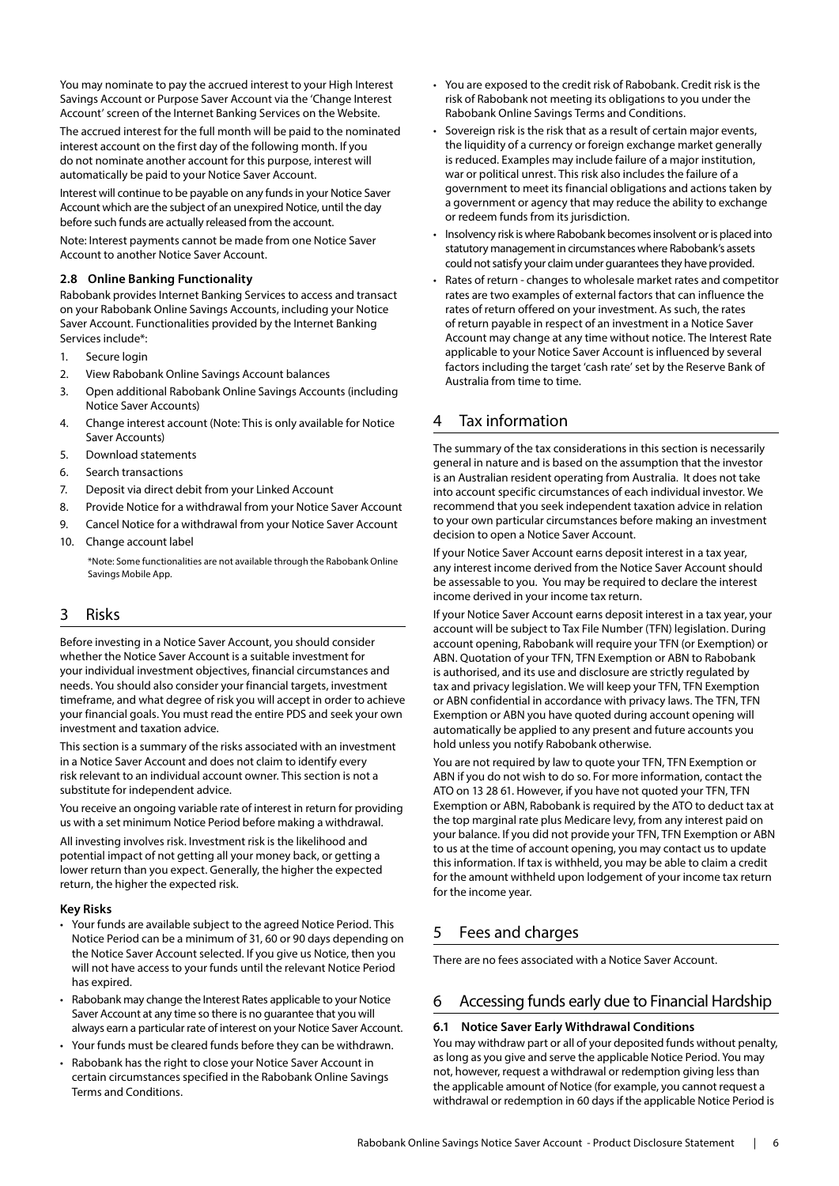You may nominate to pay the accrued interest to your High Interest Savings Account or Purpose Saver Account via the 'Change Interest Account' screen of the Internet Banking Services on the Website.

The accrued interest for the full month will be paid to the nominated interest account on the first day of the following month. If you do not nominate another account for this purpose, interest will automatically be paid to your Notice Saver Account.

Interest will continue to be payable on any funds in your Notice Saver Account which are the subject of an unexpired Notice, until the day before such funds are actually released from the account.

Note: Interest payments cannot be made from one Notice Saver Account to another Notice Saver Account.

### 2.8 Online Banking Functionality

Rabobank provides Internet Banking Services to access and transact on your Rabobank Online Savings Accounts, including your Notice Saver Account. Functionalities provided by the Internet Banking Services include*:

1. Secure login
2. View Rabobank Online Savings Account balances
3. Open additional Rabobank Online Savings Accounts (including Notice Saver Accounts)
4. Change interest account (Note: This is only available for Notice Saver Accounts)
5. Download statements
6. Search transactions
7. Deposit via direct debit from your Linked Account
8. Provide Notice for a withdrawal from your Notice Saver Account
9. Cancel Notice for a withdrawal from your Notice Saver Account
10. Change account label

*Note: Some functionalities are not available through the Rabobank Online Savings Mobile App.

## 3 Risks

Before investing in a Notice Saver Account, you should consider whether the Notice Saver Account is a suitable investment for your individual investment objectives, financial circumstances and needs. You should also consider your financial targets, investment timeframe, and what degree of risk you will accept in order to achieve your financial goals. You must read the entire PDS and seek your own investment and taxation advice.

This section is a summary of the risks associated with an investment in a Notice Saver Account and does not claim to identify every risk relevant to an individual account owner. This section is not a substitute for independent advice.

You receive an ongoing variable rate of interest in return for providing us with a set minimum Notice Period before making a withdrawal.

All investing involves risk. Investment risk is the likelihood and potential impact of not getting all your money back, or getting a lower return than you expect. Generally, the higher the expected return, the higher the expected risk.

**Key Risks**

- Your funds are available subject to the agreed Notice Period. This Notice Period can be a minimum of 31, 60 or 90 days depending on the Notice Saver Account selected. If you give us Notice, then you will not have access to your funds until the relevant Notice Period has expired.
- Rabobank may change the Interest Rates applicable to your Notice Saver Account at any time so there is no guarantee that you will always earn a particular rate of interest on your Notice Saver Account.
- Your funds must be cleared funds before they can be withdrawn.
- Rabobank has the right to close your Notice Saver Account in certain circumstances specified in the Rabobank Online Savings Terms and Conditions.
- You are exposed to the credit risk of Rabobank. Credit risk is the risk of Rabobank not meeting its obligations to you under the Rabobank Online Savings Terms and Conditions.
- Sovereign risk is the risk that as a result of certain major events, the liquidity of a currency or foreign exchange market generally is reduced. Examples may include failure of a major institution, war or political unrest. This risk also includes the failure of a government to meet its financial obligations and actions taken by a government or agency that may reduce the ability to exchange or redeem funds from its jurisdiction.
- Insolvency risk is where Rabobank becomes insolvent or is placed into statutory management in circumstances where Rabobank's assets could not satisfy your claim under guarantees they have provided.
- Rates of return - changes to wholesale market rates and competitor rates are two examples of external factors that can influence the rates of return offered on your investment. As such, the rates of return payable in respect of an investment in a Notice Saver Account may change at any time without notice. The Interest Rate applicable to your Notice Saver Account is influenced by several factors including the target 'cash rate' set by the Reserve Bank of Australia from time to time.

## 4 Tax information

The summary of the tax considerations in this section is necessarily general in nature and is based on the assumption that the investor is an Australian resident operating from Australia. It does not take into account specific circumstances of each individual investor. We recommend that you seek independent taxation advice in relation to your own particular circumstances before making an investment decision to open a Notice Saver Account.

If your Notice Saver Account earns deposit interest in a tax year, any interest income derived from the Notice Saver Account should be assessable to you. You may be required to declare the interest income derived in your income tax return.

If your Notice Saver Account earns deposit interest in a tax year, your account will be subject to Tax File Number (TFN) legislation. During account opening, Rabobank will require your TFN (or Exemption) or ABN. Quotation of your TFN, TFN Exemption or ABN to Rabobank is authorised, and its use and disclosure are strictly regulated by tax and privacy legislation. We will keep your TFN, TFN Exemption or ABN confidential in accordance with privacy laws. The TFN, TFN Exemption or ABN you have quoted during account opening will automatically be applied to any present and future accounts you hold unless you notify Rabobank otherwise.

You are not required by law to quote your TFN, TFN Exemption or ABN if you do not wish to do so. For more information, contact the ATO on 13 28 61. However, if you have not quoted your TFN, TFN Exemption or ABN, Rabobank is required by the ATO to deduct tax at the top marginal rate plus Medicare levy, from any interest paid on your balance. If you did not provide your TFN, TFN Exemption or ABN to us at the time of account opening, you may contact us to update this information. If tax is withheld, you may be able to claim a credit for the amount withheld upon lodgement of your income tax return for the income year.

## 5 Fees and charges

There are no fees associated with a Notice Saver Account.

## 6 Accessing funds early due to Financial Hardship

### 6.1 Notice Saver Early Withdrawal Conditions

You may withdraw part or all of your deposited funds without penalty, as long as you give and serve the applicable Notice Period. You may not, however, request a withdrawal or redemption giving less than the applicable amount of Notice (for example, you cannot request a withdrawal or redemption in 60 days if the applicable Notice Period is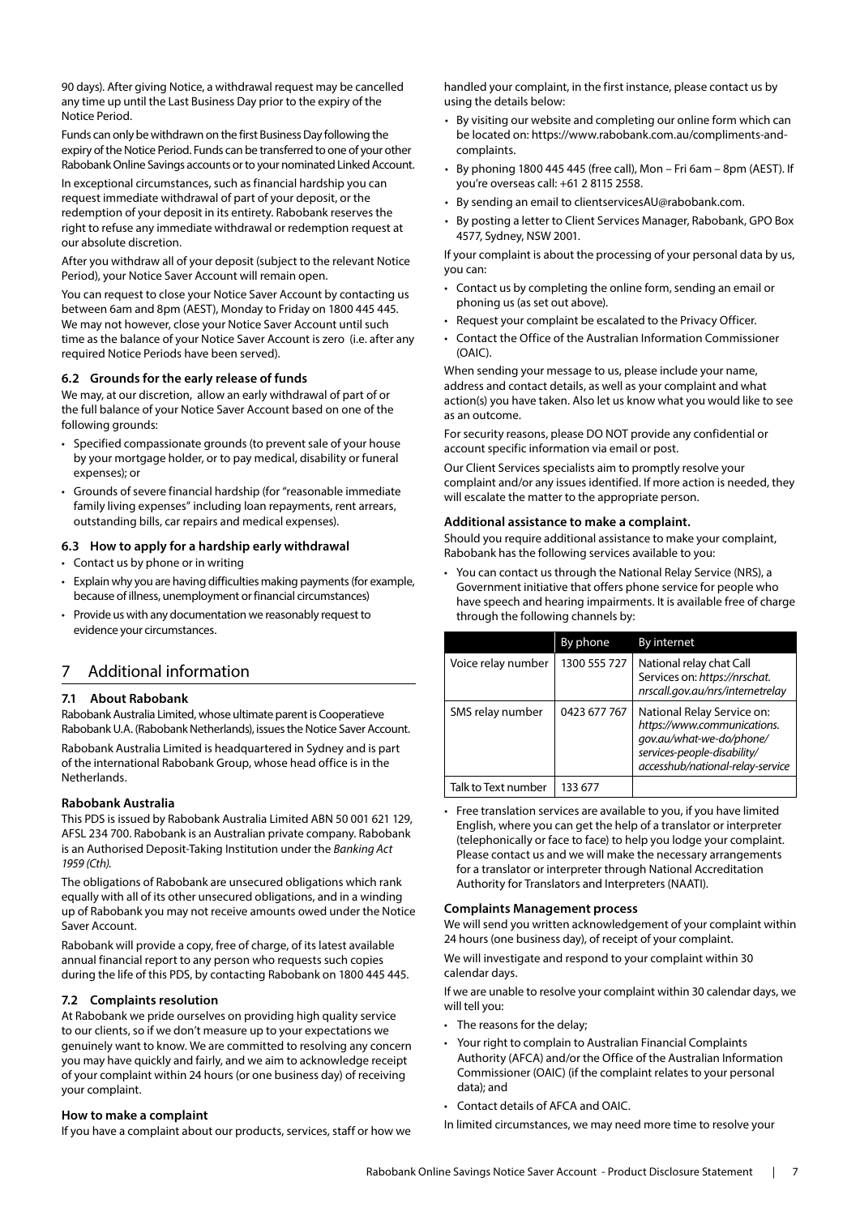90 days). After giving Notice, a withdrawal request may be cancelled any time up until the Last Business Day prior to the expiry of the Notice Period.

Funds can only be withdrawn on the first Business Day following the expiry of the Notice Period. Funds can be transferred to one of your other Rabobank Online Savings accounts or to your nominated Linked Account.

In exceptional circumstances, such as financial hardship you can request immediate withdrawal of part of your deposit, or the redemption of your deposit in its entirety. Rabobank reserves the right to refuse any immediate withdrawal or redemption request at our absolute discretion.

After you withdraw all of your deposit (subject to the relevant Notice Period), your Notice Saver Account will remain open.

You can request to close your Notice Saver Account by contacting us between 6am and 8pm (AEST), Monday to Friday on 1800 445 445. We may not however, close your Notice Saver Account until such time as the balance of your Notice Saver Account is zero (i.e. after any required Notice Periods have been served).

### 6.2 Grounds for the early release of funds

We may, at our discretion, allow an early withdrawal of part of or the full balance of your Notice Saver Account based on one of the following grounds:

- Specified compassionate grounds (to prevent sale of your house by your mortgage holder, or to pay medical, disability or funeral expenses); or
- Grounds of severe financial hardship (for "reasonable immediate family living expenses" including loan repayments, rent arrears, outstanding bills, car repairs and medical expenses).

### 6.3 How to apply for a hardship early withdrawal

- Contact us by phone or in writing
- Explain why you are having difficulties making payments (for example, because of illness, unemployment or financial circumstances)
- Provide us with any documentation we reasonably request to evidence your circumstances.

## 7 Additional information

### 7.1 About Rabobank

Rabobank Australia Limited, whose ultimate parent is Cooperatieve Rabobank U.A. (Rabobank Netherlands), issues the Notice Saver Account.

Rabobank Australia Limited is headquartered in Sydney and is part of the international Rabobank Group, whose head office is in the Netherlands.

#### Rabobank Australia

This PDS is issued by Rabobank Australia Limited ABN 50 001 621 129, AFSL 234 700. Rabobank is an Australian private company. Rabobank is an Authorised Deposit-Taking Institution under the *Banking Act 1959 (Cth).*

The obligations of Rabobank are unsecured obligations which rank equally with all of its other unsecured obligations, and in a winding up of Rabobank you may not receive amounts owed under the Notice Saver Account.

Rabobank will provide a copy, free of charge, of its latest available annual financial report to any person who requests such copies during the life of this PDS, by contacting Rabobank on 1800 445 445.

### 7.2 Complaints resolution

At Rabobank we pride ourselves on providing high quality service to our clients, so if we don't measure up to your expectations we genuinely want to know. We are committed to resolving any concern you may have quickly and fairly, and we aim to acknowledge receipt of your complaint within 24 hours (or one business day) of receiving your complaint.

#### How to make a complaint

If you have a complaint about our products, services, staff or how we handled your complaint, in the first instance, please contact us by using the details below:

- By visiting our website and completing our online form which can be located on: https://www.rabobank.com.au/compliments-and-complaints.
- By phoning 1800 445 445 (free call), Mon – Fri 6am – 8pm (AEST). If you're overseas call: +61 2 8115 2558.
- By sending an email to clientservicesAU@rabobank.com.
- By posting a letter to Client Services Manager, Rabobank, GPO Box 4577, Sydney, NSW 2001.

If your complaint is about the processing of your personal data by us, you can:

- Contact us by completing the online form, sending an email or phoning us (as set out above).
- Request your complaint be escalated to the Privacy Officer.
- Contact the Office of the Australian Information Commissioner (OAIC).

When sending your message to us, please include your name, address and contact details, as well as your complaint and what action(s) you have taken. Also let us know what you would like to see as an outcome.

For security reasons, please DO NOT provide any confidential or account specific information via email or post.

Our Client Services specialists aim to promptly resolve your complaint and/or any issues identified. If more action is needed, they will escalate the matter to the appropriate person.

#### Additional assistance to make a complaint.

Should you require additional assistance to make your complaint, Rabobank has the following services available to you:

- You can contact us through the National Relay Service (NRS), a Government initiative that offers phone service for people who have speech and hearing impairments. It is available free of charge through the following channels by:

| | By phone | By internet |
|---|---|---|
| Voice relay number | 1300 555 727 | National relay chat Call Services on: *https://nrschat.nrscall.gov.au/nrs/internetrelay* |
| SMS relay number | 0423 677 767 | National Relay Service on: *https://www.communications.gov.au/what-we-do/phone/services-people-disability/accesshub/national-relay-service* |
| Talk to Text number | 133 677 | |

- Free translation services are available to you, if you have limited English, where you can get the help of a translator or interpreter (telephonically or face to face) to help you lodge your complaint. Please contact us and we will make the necessary arrangements for a translator or interpreter through National Accreditation Authority for Translators and Interpreters (NAATI).

#### Complaints Management process

We will send you written acknowledgement of your complaint within 24 hours (one business day), of receipt of your complaint.

We will investigate and respond to your complaint within 30 calendar days.

If we are unable to resolve your complaint within 30 calendar days, we will tell you:

- The reasons for the delay;
- Your right to complain to Australian Financial Complaints Authority (AFCA) and/or the Office of the Australian Information Commissioner (OAIC) (if the complaint relates to your personal data); and
- Contact details of AFCA and OAIC.

In limited circumstances, we may need more time to resolve your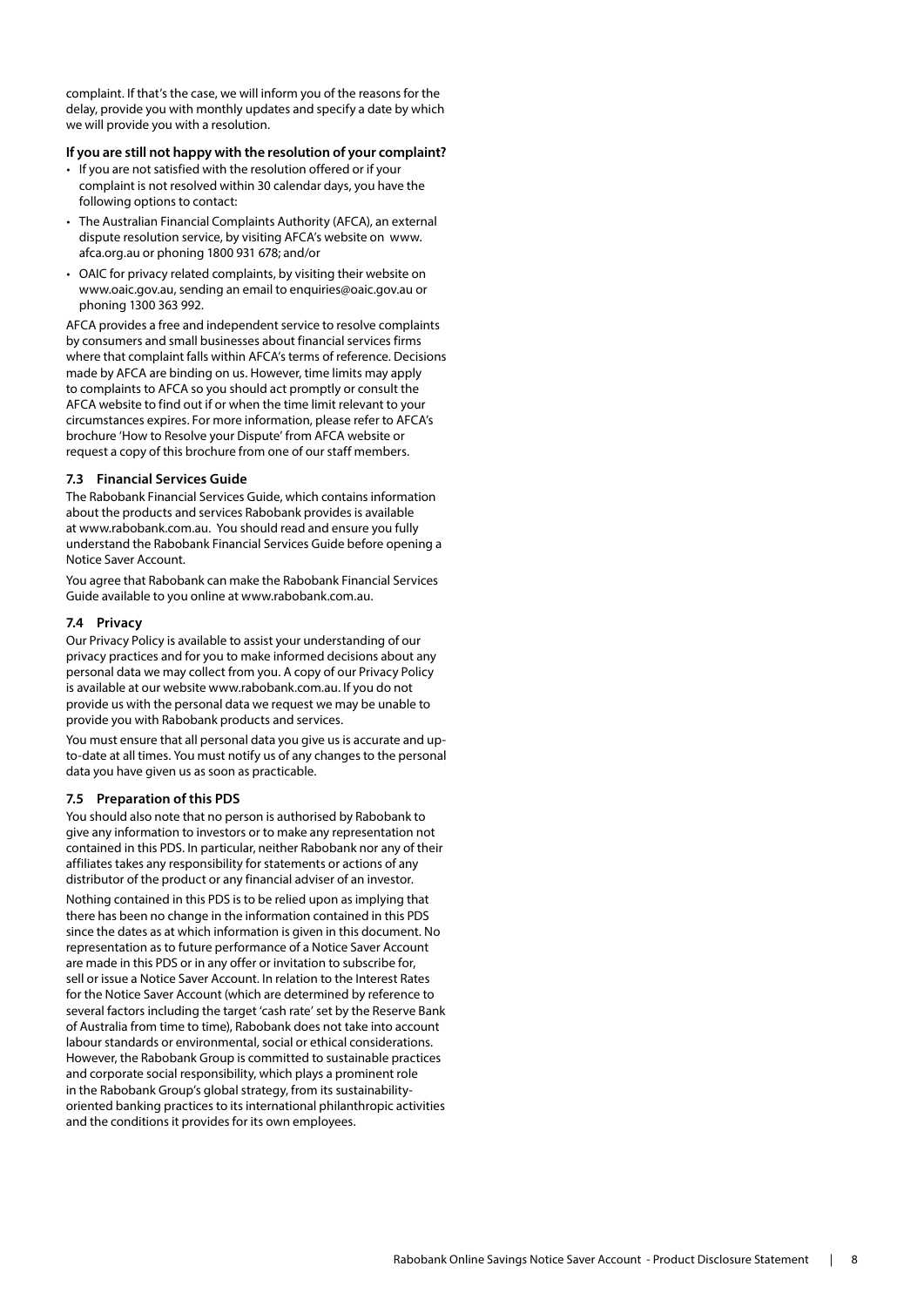complaint. If that's the case, we will inform you of the reasons for the delay, provide you with monthly updates and specify a date by which we will provide you with a resolution.

**If you are still not happy with the resolution of your complaint?**

- If you are not satisfied with the resolution offered or if your complaint is not resolved within 30 calendar days, you have the following options to contact:
- The Australian Financial Complaints Authority (AFCA), an external dispute resolution service, by visiting AFCA's website on www.afca.org.au or phoning 1800 931 678; and/or
- OAIC for privacy related complaints, by visiting their website on www.oaic.gov.au, sending an email to enquiries@oaic.gov.au or phoning 1300 363 992.

AFCA provides a free and independent service to resolve complaints by consumers and small businesses about financial services firms where that complaint falls within AFCA's terms of reference. Decisions made by AFCA are binding on us. However, time limits may apply to complaints to AFCA so you should act promptly or consult the AFCA website to find out if or when the time limit relevant to your circumstances expires. For more information, please refer to AFCA's brochure 'How to Resolve your Dispute' from AFCA website or request a copy of this brochure from one of our staff members.

### 7.3 Financial Services Guide

The Rabobank Financial Services Guide, which contains information about the products and services Rabobank provides is available at www.rabobank.com.au. You should read and ensure you fully understand the Rabobank Financial Services Guide before opening a Notice Saver Account.

You agree that Rabobank can make the Rabobank Financial Services Guide available to you online at www.rabobank.com.au.

### 7.4 Privacy

Our Privacy Policy is available to assist your understanding of our privacy practices and for you to make informed decisions about any personal data we may collect from you. A copy of our Privacy Policy is available at our website www.rabobank.com.au. If you do not provide us with the personal data we request we may be unable to provide you with Rabobank products and services.

You must ensure that all personal data you give us is accurate and up-to-date at all times. You must notify us of any changes to the personal data you have given us as soon as practicable.

### 7.5 Preparation of this PDS

You should also note that no person is authorised by Rabobank to give any information to investors or to make any representation not contained in this PDS. In particular, neither Rabobank nor any of their affiliates takes any responsibility for statements or actions of any distributor of the product or any financial adviser of an investor.

Nothing contained in this PDS is to be relied upon as implying that there has been no change in the information contained in this PDS since the dates as at which information is given in this document. No representation as to future performance of a Notice Saver Account are made in this PDS or in any offer or invitation to subscribe for, sell or issue a Notice Saver Account. In relation to the Interest Rates for the Notice Saver Account (which are determined by reference to several factors including the target 'cash rate' set by the Reserve Bank of Australia from time to time), Rabobank does not take into account labour standards or environmental, social or ethical considerations. However, the Rabobank Group is committed to sustainable practices and corporate social responsibility, which plays a prominent role in the Rabobank Group's global strategy, from its sustainability-oriented banking practices to its international philanthropic activities and the conditions it provides for its own employees.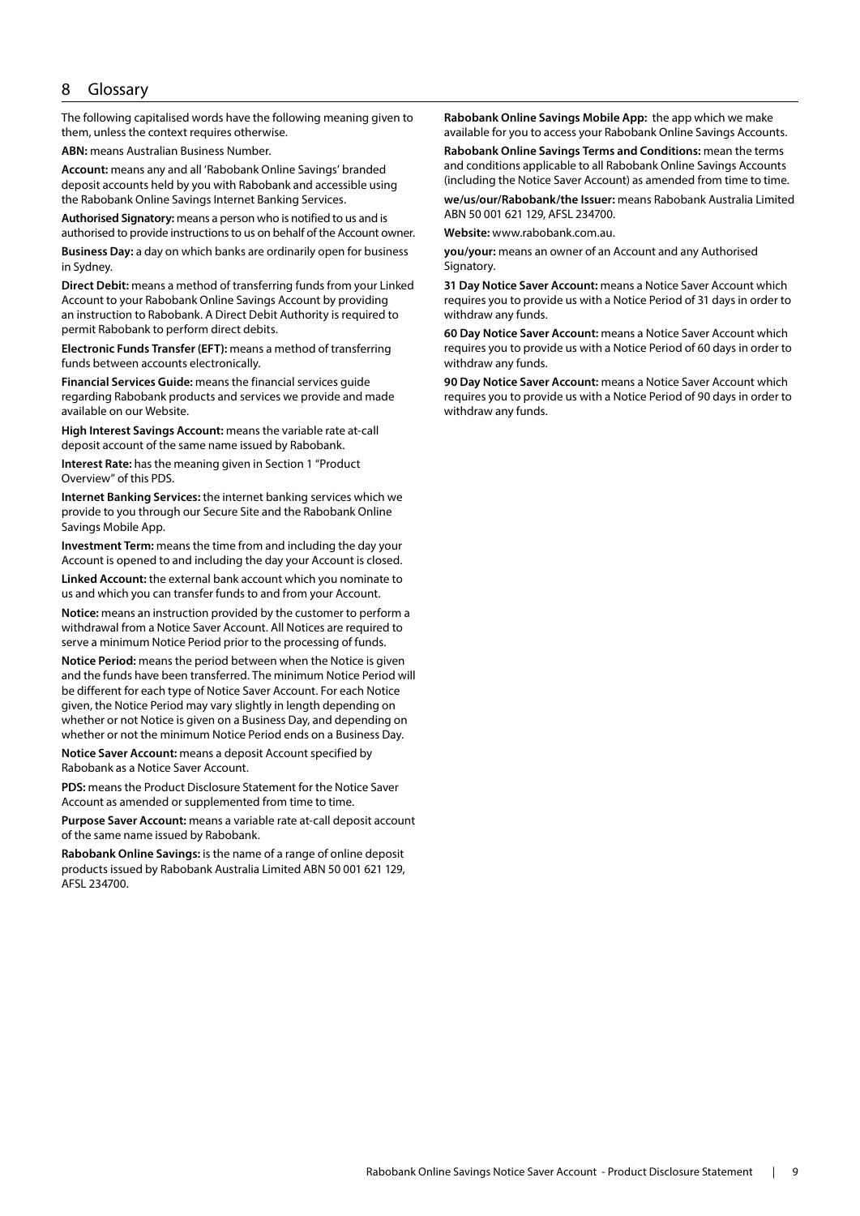## 8 Glossary

The following capitalised words have the following meaning given to them, unless the context requires otherwise.

**ABN:** means Australian Business Number.

**Account:** means any and all 'Rabobank Online Savings' branded deposit accounts held by you with Rabobank and accessible using the Rabobank Online Savings Internet Banking Services.

**Authorised Signatory:** means a person who is notified to us and is authorised to provide instructions to us on behalf of the Account owner.

**Business Day:** a day on which banks are ordinarily open for business in Sydney.

**Direct Debit:** means a method of transferring funds from your Linked Account to your Rabobank Online Savings Account by providing an instruction to Rabobank. A Direct Debit Authority is required to permit Rabobank to perform direct debits.

**Electronic Funds Transfer (EFT):** means a method of transferring funds between accounts electronically.

**Financial Services Guide:** means the financial services guide regarding Rabobank products and services we provide and made available on our Website.

**High Interest Savings Account:** means the variable rate at-call deposit account of the same name issued by Rabobank.

**Interest Rate:** has the meaning given in Section 1 "Product Overview" of this PDS.

**Internet Banking Services:** the internet banking services which we provide to you through our Secure Site and the Rabobank Online Savings Mobile App.

**Investment Term:** means the time from and including the day your Account is opened to and including the day your Account is closed.

**Linked Account:** the external bank account which you nominate to us and which you can transfer funds to and from your Account.

**Notice:** means an instruction provided by the customer to perform a withdrawal from a Notice Saver Account. All Notices are required to serve a minimum Notice Period prior to the processing of funds.

**Notice Period:** means the period between when the Notice is given and the funds have been transferred. The minimum Notice Period will be different for each type of Notice Saver Account. For each Notice given, the Notice Period may vary slightly in length depending on whether or not Notice is given on a Business Day, and depending on whether or not the minimum Notice Period ends on a Business Day.

**Notice Saver Account:** means a deposit Account specified by Rabobank as a Notice Saver Account.

**PDS:** means the Product Disclosure Statement for the Notice Saver Account as amended or supplemented from time to time.

**Purpose Saver Account:** means a variable rate at-call deposit account of the same name issued by Rabobank.

**Rabobank Online Savings:** is the name of a range of online deposit products issued by Rabobank Australia Limited ABN 50 001 621 129, AFSL 234700.

**Rabobank Online Savings Mobile App:** the app which we make available for you to access your Rabobank Online Savings Accounts.

**Rabobank Online Savings Terms and Conditions:** mean the terms and conditions applicable to all Rabobank Online Savings Accounts (including the Notice Saver Account) as amended from time to time.

**we/us/our/Rabobank/the Issuer:** means Rabobank Australia Limited ABN 50 001 621 129, AFSL 234700.

**Website:** www.rabobank.com.au.

**you/your:** means an owner of an Account and any Authorised Signatory.

**31 Day Notice Saver Account:** means a Notice Saver Account which requires you to provide us with a Notice Period of 31 days in order to withdraw any funds.

**60 Day Notice Saver Account:** means a Notice Saver Account which requires you to provide us with a Notice Period of 60 days in order to withdraw any funds.

**90 Day Notice Saver Account:** means a Notice Saver Account which requires you to provide us with a Notice Period of 90 days in order to withdraw any funds.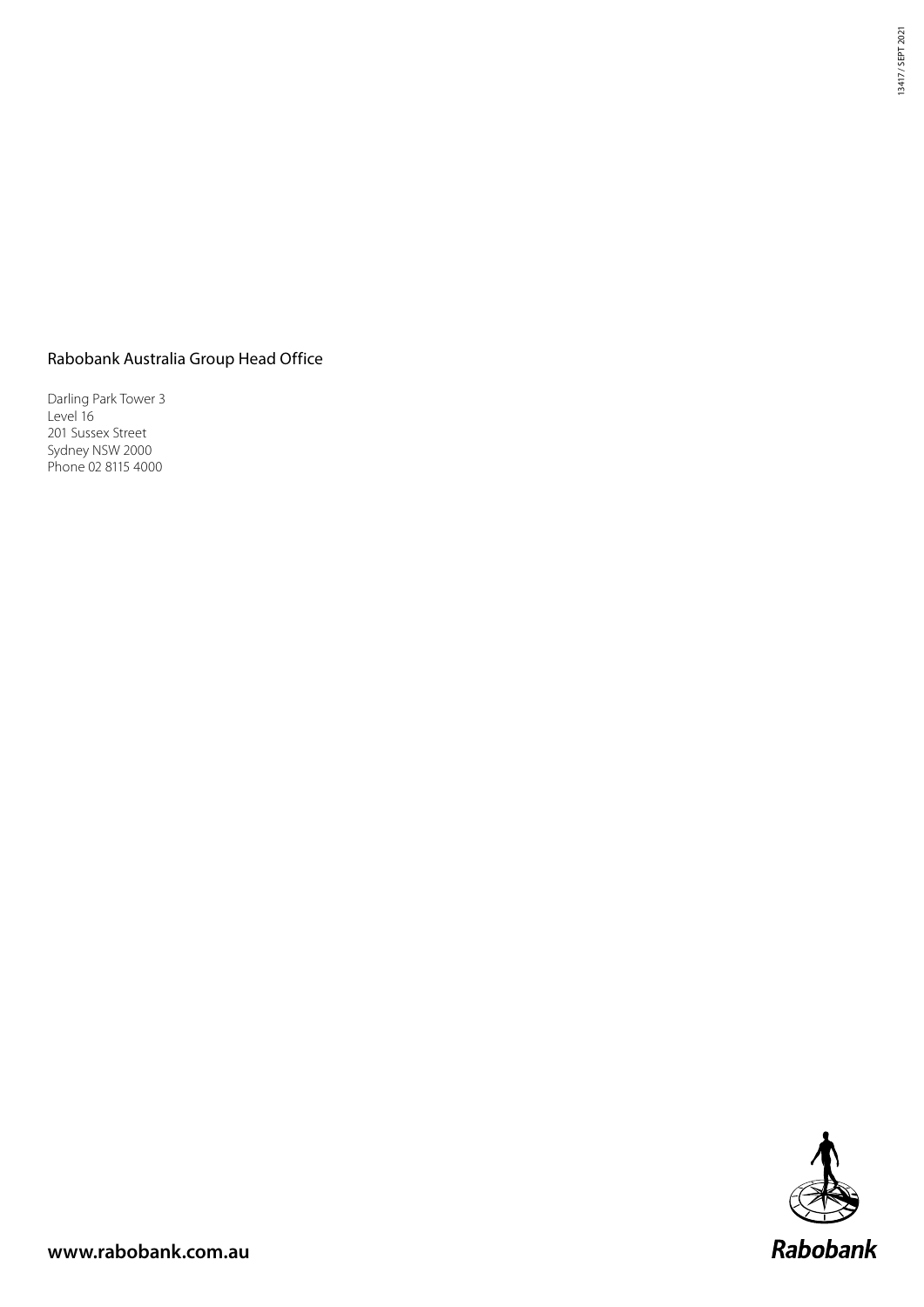13417 / SEPT 2021

## Rabobank Australia Group Head Office

Darling Park Tower 3
Level 16
201 Sussex Street
Sydney NSW 2000
Phone 02 8115 4000

**www.rabobank.com.au**

Rabobank